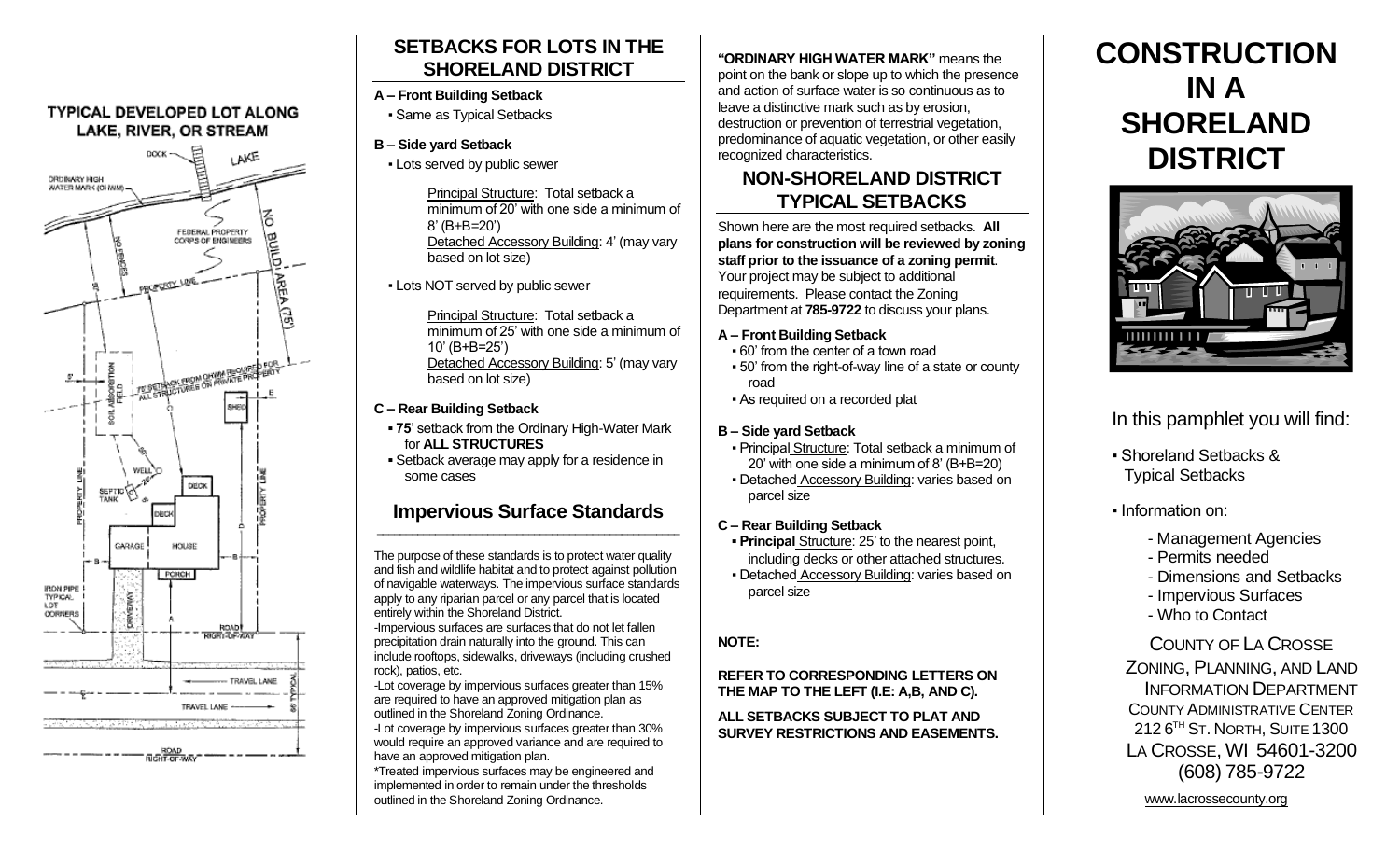## TYPICAL DEVELOPED LOT ALONG LAKE, RIVER, OR STREAM

## SETBACKS FOR LOTS IN THE SHORELAND DISTRICT

**A – Front Building Setback**

- Same as Typical Setbacks

**B – Side yard Setback**

- Lots served by public sewer

  Principal Structure: Total setback a minimum of 20' with one side a minimum of 8' (B+B=20')
  Detached Accessory Building: 4' (may vary based on lot size)

- Lots NOT served by public sewer

  Principal Structure: Total setback a minimum of 25' with one side a minimum of 10' (B+B=25')
  Detached Accessory Building: 5' (may vary based on lot size)

**C – Rear Building Setback**

- **75**' setback from the Ordinary High-Water Mark for **ALL STRUCTURES**
- Setback average may apply for a residence in some cases

## Impervious Surface Standards

The purpose of these standards is to protect water quality and fish and wildlife habitat and to protect against pollution of navigable waterways. The impervious surface standards apply to any riparian parcel or any parcel that is located entirely within the Shoreland District.

-Impervious surfaces are surfaces that do not let fallen precipitation drain naturally into the ground. This can include rooftops, sidewalks, driveways (including crushed rock), patios, etc.

-Lot coverage by impervious surfaces greater than 15% are required to have an approved mitigation plan as outlined in the Shoreland Zoning Ordinance.

-Lot coverage by impervious surfaces greater than 30% would require an approved variance and are required to have an approved mitigation plan.

*Treated impervious surfaces may be engineered and implemented in order to remain under the thresholds outlined in the Shoreland Zoning Ordinance.

**"ORDINARY HIGH WATER MARK"** means the point on the bank or slope up to which the presence and action of surface water is so continuous as to leave a distinctive mark such as by erosion, destruction or prevention of terrestrial vegetation, predominance of aquatic vegetation, or other easily recognized characteristics.

## NON-SHORELAND DISTRICT TYPICAL SETBACKS

Shown here are the most required setbacks. **All plans for construction will be reviewed by zoning staff prior to the issuance of a zoning permit**. Your project may be subject to additional requirements. Please contact the Zoning Department at **785-9722** to discuss your plans.

**A – Front Building Setback**

- 60' from the center of a town road
- 50' from the right-of-way line of a state or county road
- As required on a recorded plat

**B – Side yard Setback**

- Principal Structure: Total setback a minimum of 20' with one side a minimum of 8' (B+B=20)
- Detached Accessory Building: varies based on parcel size

**C – Rear Building Setback**

- **Principal** Structure: 25' to the nearest point, including decks or other attached structures.
- Detached Accessory Building: varies based on parcel size

**NOTE:**

**REFER TO CORRESPONDING LETTERS ON THE MAP TO THE LEFT (I.E: A,B, AND C).**

**ALL SETBACKS SUBJECT TO PLAT AND SURVEY RESTRICTIONS AND EASEMENTS.**

# CONSTRUCTION IN A SHORELAND DISTRICT

In this pamphlet you will find:

- Shoreland Setbacks & Typical Setbacks
- Information on:
  - Management Agencies
  - Permits needed
  - Dimensions and Setbacks
  - Impervious Surfaces
  - Who to Contact

COUNTY OF LA CROSSE
ZONING, PLANNING, AND LAND INFORMATION DEPARTMENT
COUNTY ADMINISTRATIVE CENTER
212 6TH ST. NORTH, SUITE 1300
LA CROSSE, WI 54601-3200
(608) 785-9722

www.lacrossecounty.org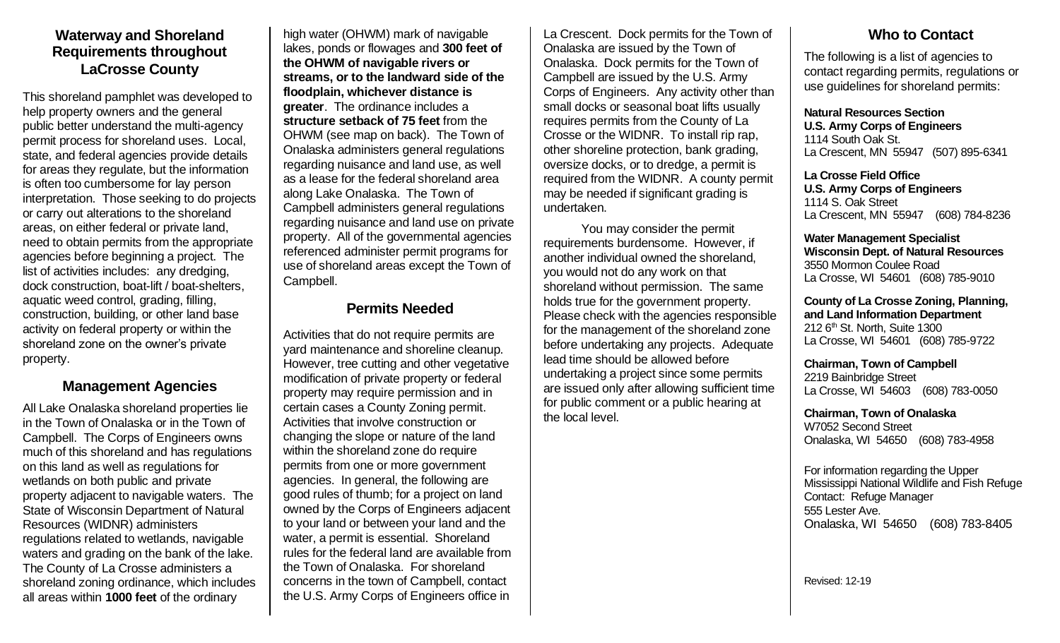## Waterway and Shoreland Requirements throughout LaCrosse County

This shoreland pamphlet was developed to help property owners and the general public better understand the multi-agency permit process for shoreland uses. Local, state, and federal agencies provide details for areas they regulate, but the information is often too cumbersome for lay person interpretation. Those seeking to do projects or carry out alterations to the shoreland areas, on either federal or private land, need to obtain permits from the appropriate agencies before beginning a project. The list of activities includes: any dredging, dock construction, boat-lift / boat-shelters, aquatic weed control, grading, filling, construction, building, or other land base activity on federal property or within the shoreland zone on the owner's private property.

## Management Agencies

All Lake Onalaska shoreland properties lie in the Town of Onalaska or in the Town of Campbell. The Corps of Engineers owns much of this shoreland and has regulations on this land as well as regulations for wetlands on both public and private property adjacent to navigable waters. The State of Wisconsin Department of Natural Resources (WIDNR) administers regulations related to wetlands, navigable waters and grading on the bank of the lake. The County of La Crosse administers a shoreland zoning ordinance, which includes all areas within **1000 feet** of the ordinary high water (OHWM) mark of navigable lakes, ponds or flowages and **300 feet of the OHWM of navigable rivers or streams, or to the landward side of the floodplain, whichever distance is greater**. The ordinance includes a **structure setback of 75 feet** from the OHWM (see map on back). The Town of Onalaska administers general regulations regarding nuisance and land use, as well as a lease for the federal shoreland area along Lake Onalaska. The Town of Campbell administers general regulations regarding nuisance and land use on private property. All of the governmental agencies referenced administer permit programs for use of shoreland areas except the Town of Campbell.

## Permits Needed

Activities that do not require permits are yard maintenance and shoreline cleanup. However, tree cutting and other vegetative modification of private property or federal property may require permission and in certain cases a County Zoning permit. Activities that involve construction or changing the slope or nature of the land within the shoreland zone do require permits from one or more government agencies. In general, the following are good rules of thumb; for a project on land owned by the Corps of Engineers adjacent to your land or between your land and the water, a permit is essential. Shoreland rules for the federal land are available from the Town of Onalaska. For shoreland concerns in the town of Campbell, contact the U.S. Army Corps of Engineers office in La Crescent. Dock permits for the Town of Onalaska are issued by the Town of Onalaska. Dock permits for the Town of Campbell are issued by the U.S. Army Corps of Engineers. Any activity other than small docks or seasonal boat lifts usually requires permits from the County of La Crosse or the WIDNR. To install rip rap, other shoreline protection, bank grading, oversize docks, or to dredge, a permit is required from the WIDNR. A county permit may be needed if significant grading is undertaken.

You may consider the permit requirements burdensome. However, if another individual owned the shoreland, you would not do any work on that shoreland without permission. The same holds true for the government property. Please check with the agencies responsible for the management of the shoreland zone before undertaking any projects. Adequate lead time should be allowed before undertaking a project since some permits are issued only after allowing sufficient time for public comment or a public hearing at the local level.

## Who to Contact

The following is a list of agencies to contact regarding permits, regulations or use guidelines for shoreland permits:

**Natural Resources Section**
**U.S. Army Corps of Engineers**
1114 South Oak St.
La Crescent, MN 55947 (507) 895-6341

**La Crosse Field Office**
**U.S. Army Corps of Engineers**
1114 S. Oak Street
La Crescent, MN 55947 (608) 784-8236

**Water Management Specialist**
**Wisconsin Dept. of Natural Resources**
3550 Mormon Coulee Road
La Crosse, WI 54601 (608) 785-9010

**County of La Crosse Zoning, Planning, and Land Information Department**
212 6th St. North, Suite 1300
La Crosse, WI 54601 (608) 785-9722

**Chairman, Town of Campbell**
2219 Bainbridge Street
La Crosse, WI 54603 (608) 783-0050

**Chairman, Town of Onalaska**
W7052 Second Street
Onalaska, WI 54650 (608) 783-4958

For information regarding the Upper Mississippi National Wildlife and Fish Refuge
Contact: Refuge Manager
555 Lester Ave.
Onalaska, WI 54650 (608) 783-8405

Revised: 12-19